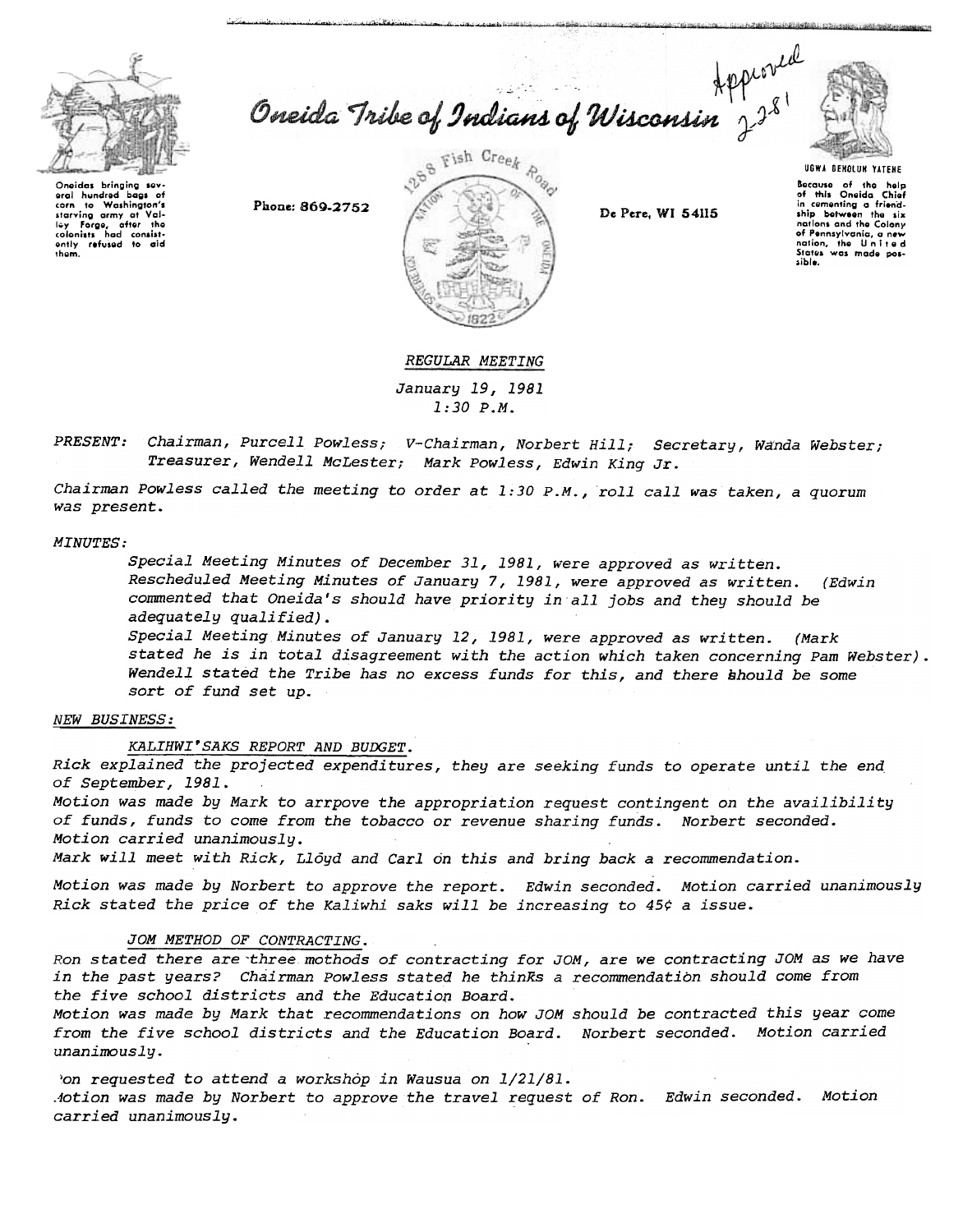Approved 2-2-81

# Oneida Tribe of Indians of Wisconsin

Oneidas bringing several hundred bags of corn to Washington's starving army at Valley Forge, after the colonists had consistently refused to aid them.

Phone: 869-2752

1288 Fish Creek Road

De Pere, WI 54115

UGWA DEHOLUH YATEHE

Because of the help of this Oneida Chief in cementing a friendship between the six nations and the Colony of Pennsylvania, a new nation, the United States was made possible.

*REGULAR MEETING*

*January 19, 1981*
*1:30 P.M.*

*PRESENT: Chairman, Purcell Powless; V-Chairman, Norbert Hill; Secretary, Wanda Webster; Treasurer, Wendell McLester; Mark Powless, Edwin King Jr.*

*Chairman Powless called the meeting to order at 1:30 P.M., roll call was taken, a quorum was present.*

*MINUTES:*

*Special Meeting Minutes of December 31, 1981, were approved as written.*
*Rescheduled Meeting Minutes of January 7, 1981, were approved as written. (Edwin commented that Oneida's should have priority in all jobs and they should be adequately qualified).*
*Special Meeting Minutes of January 12, 1981, were approved as written. (Mark stated he is in total disagreement with the action which taken concerning Pam Webster). Wendell stated the Tribe has no excess funds for this, and there should be some sort of fund set up.*

*NEW BUSINESS:*

*KALIHWI'SAKS REPORT AND BUDGET.*

*Rick explained the projected expenditures, they are seeking funds to operate until the end of September, 1981.*
*Motion was made by Mark to arrpove the appropriation request contingent on the availibility of funds, funds to come from the tobacco or revenue sharing funds. Norbert seconded. Motion carried unanimously.*
*Mark will meet with Rick, Lloyd and Carl on this and bring back a recommendation.*

*Motion was made by Norbert to approve the report. Edwin seconded. Motion carried unanimously*
*Rick stated the price of the Kaliwhi saks will be increasing to 45¢ a issue.*

*JOM METHOD OF CONTRACTING.*

*Ron stated there are three mothods of contracting for JOM, are we contracting JOM as we have in the past years? Chairman Powless stated he thinks a recommendation should come from the five school districts and the Education Board.*
*Motion was made by Mark that recommendations on how JOM should be contracted this year come from the five school districts and the Education Board. Norbert seconded. Motion carried unanimously.*

*Ron requested to attend a workshop in Wausua on 1/21/81.*
*Motion was made by Norbert to approve the travel request of Ron. Edwin seconded. Motion carried unanimously.*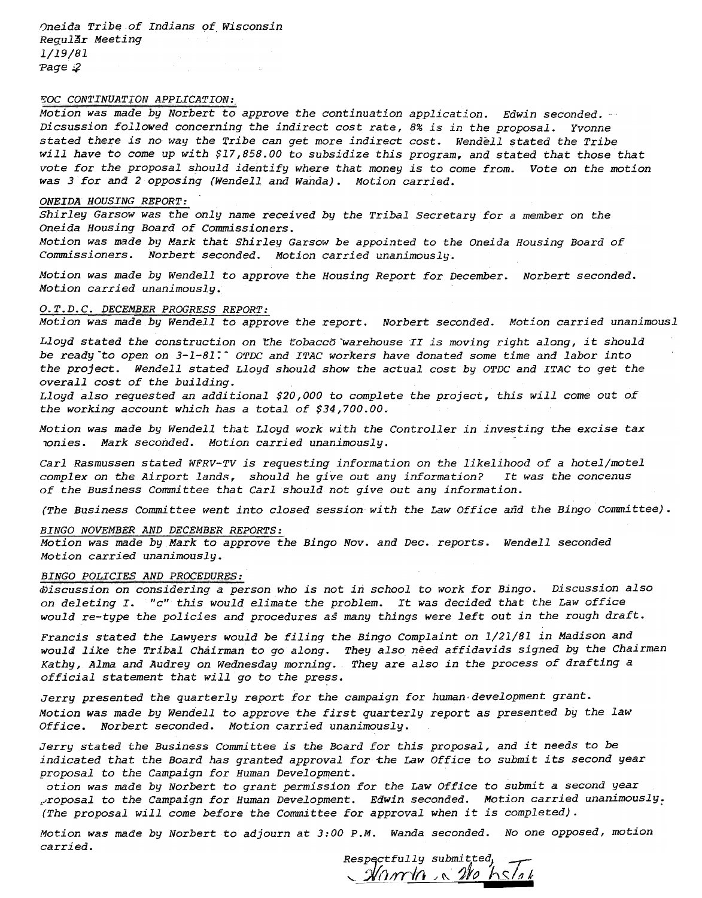Oneida Tribe of Indians of Wisconsin
Regular Meeting
1/19/81
Page 2

EOC CONTINUATION APPLICATION:

*Motion was made by Norbert to approve the continuation application. Edwin seconded. Dicsussion followed concerning the indirect cost rate, 8% is in the proposal. Yvonne stated there is no way the Tribe can get more indirect cost. Wendell stated the Tribe will have to come up with $17,858.00 to subsidize this program, and stated that those that vote for the proposal should identify where that money is to come from. Vote on the motion was 3 for and 2 opposing (Wendell and Wanda). Motion carried.*

ONEIDA HOUSING REPORT:

*Shirley Garsow was the only name received by the Tribal Secretary for a member on the Oneida Housing Board of Commissioners.*
*Motion was made by Mark that Shirley Garsow be appointed to the Oneida Housing Board of Commissioners. Norbert seconded. Motion carried unanimously.*

*Motion was made by Wendell to approve the Housing Report for December. Norbert seconded. Motion carried unanimously.*

O.T.D.C. DECEMBER PROGRESS REPORT:

*Motion was made by Wendell to approve the report. Norbert seconded. Motion carried unanimousl*

*Lloyd stated the construction on the tobacco warehouse II is moving right along, it should be ready to open on 3-1-81. OTDC and ITAC workers have donated some time and labor into the project. Wendell stated Lloyd should show the actual cost by OTDC and ITAC to get the overall cost of the building.*
*Lloyd also requested an additional $20,000 to complete the project, this will come out of the working account which has a total of $34,700.00.*

*Motion was made by Wendell that Lloyd work with the Controller in investing the excise tax monies. Mark seconded. Motion carried unanimously.*

*Carl Rasmussen stated WFRV-TV is requesting information on the likelihood of a hotel/motel complex on the Airport lands, should he give out any information? It was the concenus of the Business Committee that Carl should not give out any information.*

*(The Business Committee went into closed session with the Law Office and the Bingo Committee).*

BINGO NOVEMBER AND DECEMBER REPORTS:

*Motion was made by Mark to approve the Bingo Nov. and Dec. reports. Wendell seconded Motion carried unanimously.*

BINGO POLICIES AND PROCEDURES:

*Discussion on considering a person who is not in school to work for Bingo. Discussion also on deleting I. "c" this would elimate the problem. It was decided that the Law office would re-type the policies and procedures as many things were left out in the rough draft.*

*Francis stated the Lawyers would be filing the Bingo Complaint on 1/21/81 in Madison and would like the Tribal Chairman to go along. They also need affidavids signed by the Chairman Kathy, Alma and Audrey on Wednesday morning. They are also in the process of drafting a official statement that will go to the press.*

*Jerry presented the quarterly report for the campaign for human development grant.*
*Motion was made by Wendell to approve the first quarterly report as presented by the law Office. Norbert seconded. Motion carried unanimously.*

*Jerry stated the Business Committee is the Board for this proposal, and it needs to be indicated that the Board has granted approval for the Law Office to submit its second year proposal to the Campaign for Human Development.*
*Motion was made by Norbert to grant permission for the Law Office to submit a second year proposal to the Campaign for Human Development. Edwin seconded. Motion carried unanimously. (The proposal will come before the Committee for approval when it is completed).*

*Motion was made by Norbert to adjourn at 3:00 P.M. Wanda seconded. No one opposed, motion carried.*

Respectfully submitted,
Wanda Webster